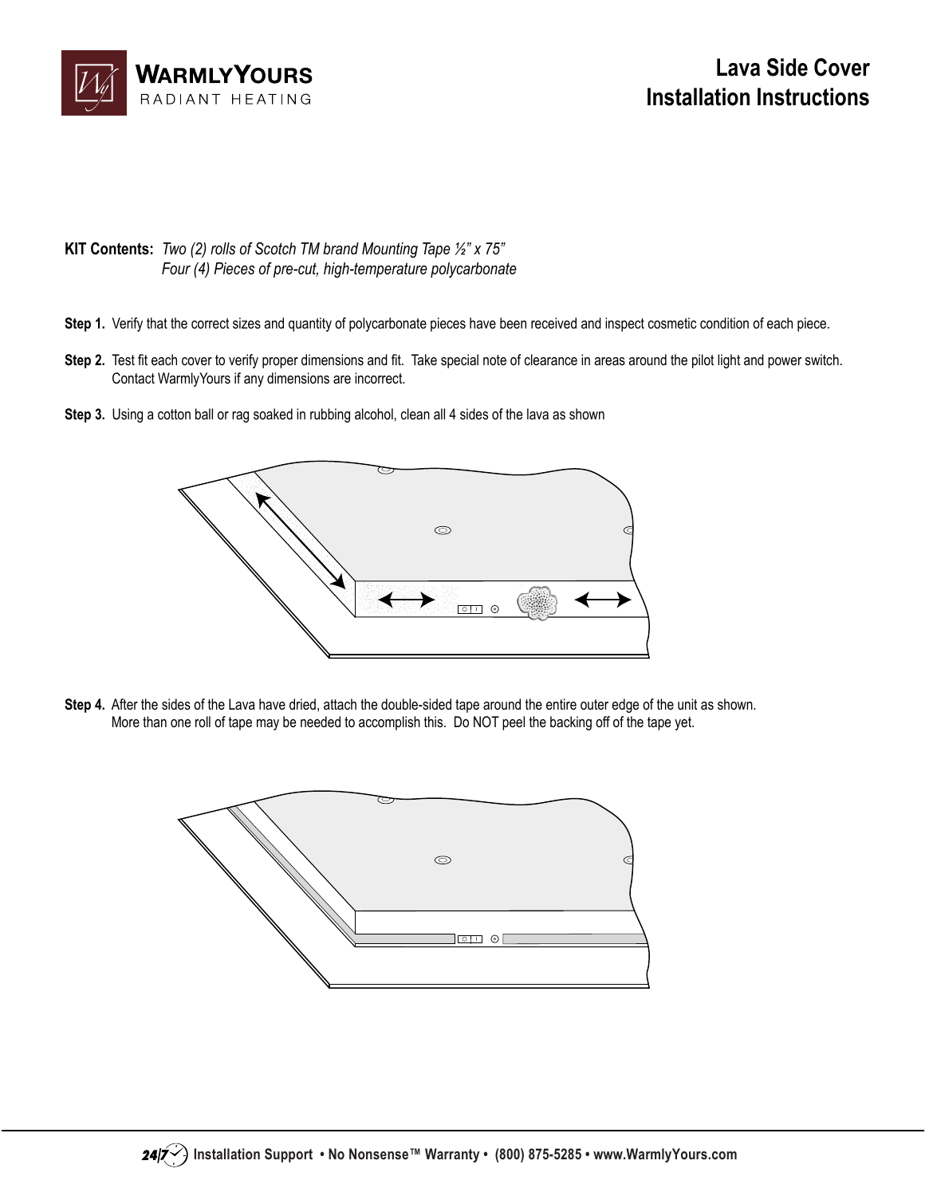**WarmlyYours**
RADIANT HEATING

# Lava Side Cover Installation Instructions

**KIT Contents:** *Two (2) rolls of Scotch TM brand Mounting Tape ½" x 75"*
*Four (4) Pieces of pre-cut, high-temperature polycarbonate*

**Step 1.** Verify that the correct sizes and quantity of polycarbonate pieces have been received and inspect cosmetic condition of each piece.

**Step 2.** Test fit each cover to verify proper dimensions and fit. Take special note of clearance in areas around the pilot light and power switch. Contact WarmlyYours if any dimensions are incorrect.

**Step 3.** Using a cotton ball or rag soaked in rubbing alcohol, clean all 4 sides of the lava as shown

**Step 4.** After the sides of the Lava have dried, attach the double-sided tape around the entire outer edge of the unit as shown. More than one roll of tape may be needed to accomplish this. Do NOT peel the backing off of the tape yet.

24/7 Installation Support • No Nonsense™ Warranty • (800) 875-5285 • www.WarmlyYours.com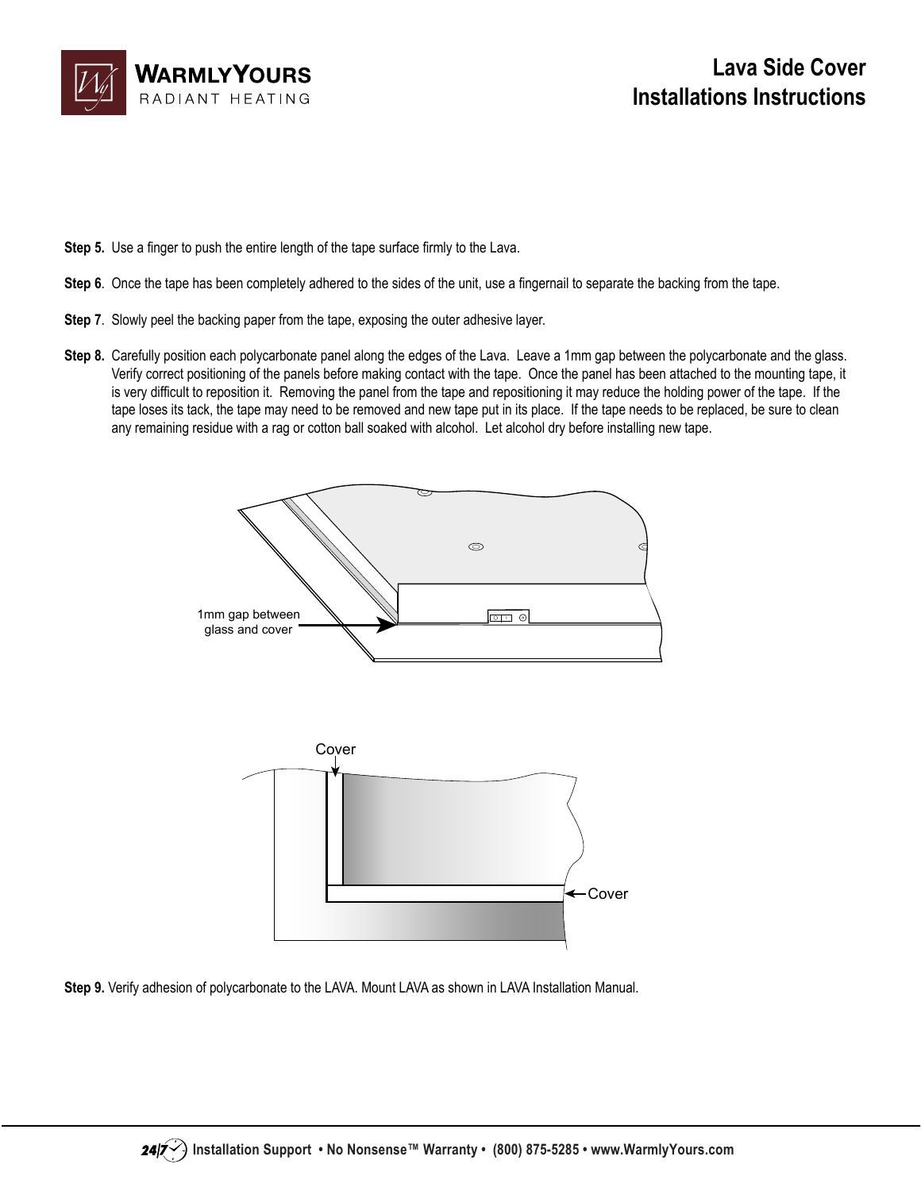**Step 5.** Use a finger to push the entire length of the tape surface firmly to the Lava.

**Step 6**. Once the tape has been completely adhered to the sides of the unit, use a fingernail to separate the backing from the tape.

**Step 7**. Slowly peel the backing paper from the tape, exposing the outer adhesive layer.

**Step 8.** Carefully position each polycarbonate panel along the edges of the Lava. Leave a 1mm gap between the polycarbonate and the glass. Verify correct positioning of the panels before making contact with the tape. Once the panel has been attached to the mounting tape, it is very difficult to reposition it. Removing the panel from the tape and repositioning it may reduce the holding power of the tape. If the tape loses its tack, the tape may need to be removed and new tape put in its place. If the tape needs to be replaced, be sure to clean any remaining residue with a rag or cotton ball soaked with alcohol. Let alcohol dry before installing new tape.

1mm gap between glass and cover

Cover

Cover

**Step 9.** Verify adhesion of polycarbonate to the LAVA. Mount LAVA as shown in LAVA Installation Manual.